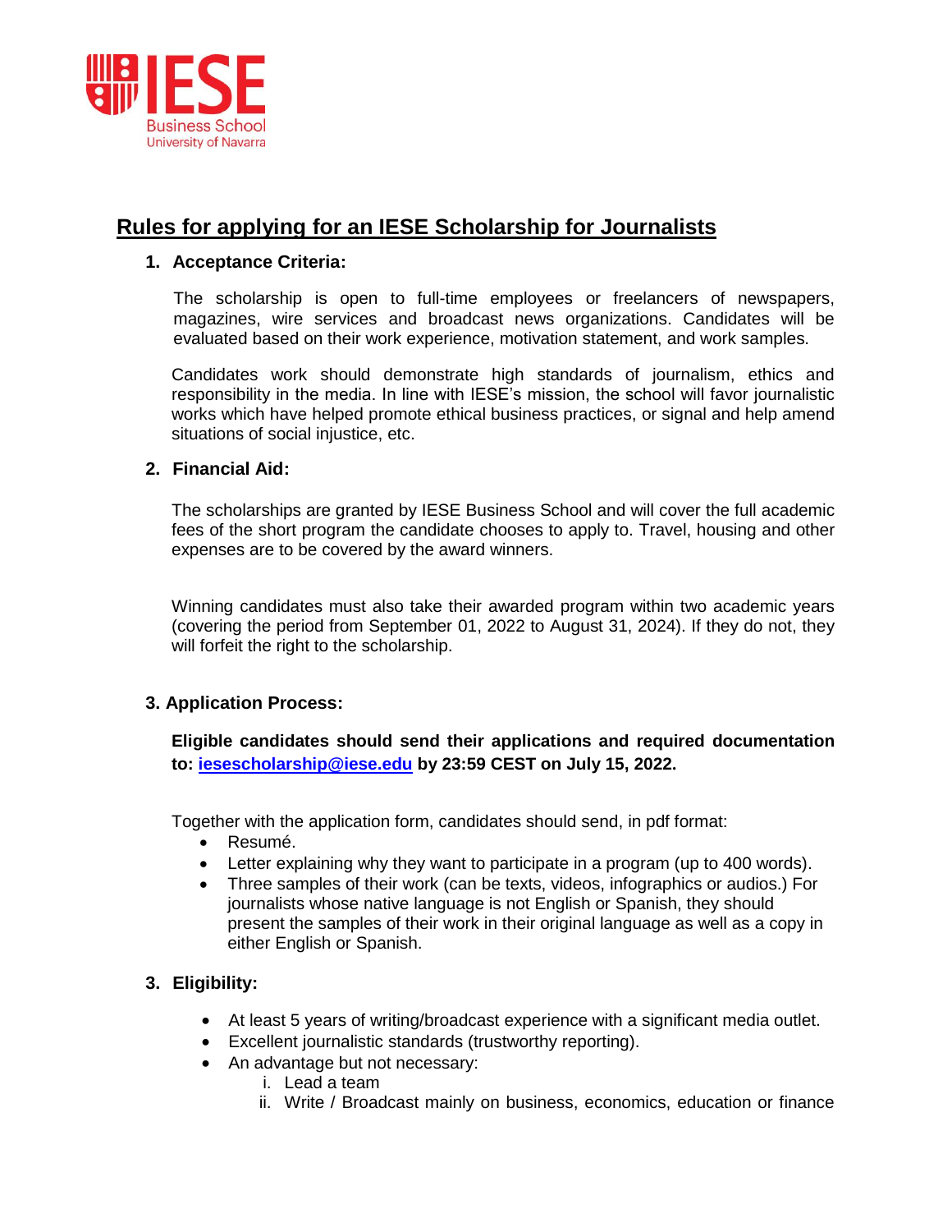IESE Business School
University of Navarra

# Rules for applying for an IESE Scholarship for Journalists

## 1. Acceptance Criteria:

The scholarship is open to full-time employees or freelancers of newspapers, magazines, wire services and broadcast news organizations. Candidates will be evaluated based on their work experience, motivation statement, and work samples.

Candidates work should demonstrate high standards of journalism, ethics and responsibility in the media. In line with IESE's mission, the school will favor journalistic works which have helped promote ethical business practices, or signal and help amend situations of social injustice, etc.

## 2. Financial Aid:

The scholarships are granted by IESE Business School and will cover the full academic fees of the short program the candidate chooses to apply to. Travel, housing and other expenses are to be covered by the award winners.

Winning candidates must also take their awarded program within two academic years (covering the period from September 01, 2022 to August 31, 2024). If they do not, they will forfeit the right to the scholarship.

## 3. Application Process:

**Eligible candidates should send their applications and required documentation to: [iesescholarship@iese.edu](mailto:iesescholarship@iese.edu) by 23:59 CEST on July 15, 2022.**

Together with the application form, candidates should send, in pdf format:

- Resumé.
- Letter explaining why they want to participate in a program (up to 400 words).
- Three samples of their work (can be texts, videos, infographics or audios.) For journalists whose native language is not English or Spanish, they should present the samples of their work in their original language as well as a copy in either English or Spanish.

## 3. Eligibility:

- At least 5 years of writing/broadcast experience with a significant media outlet.
- Excellent journalistic standards (trustworthy reporting).
- An advantage but not necessary:
  - i. Lead a team
  - ii. Write / Broadcast mainly on business, economics, education or finance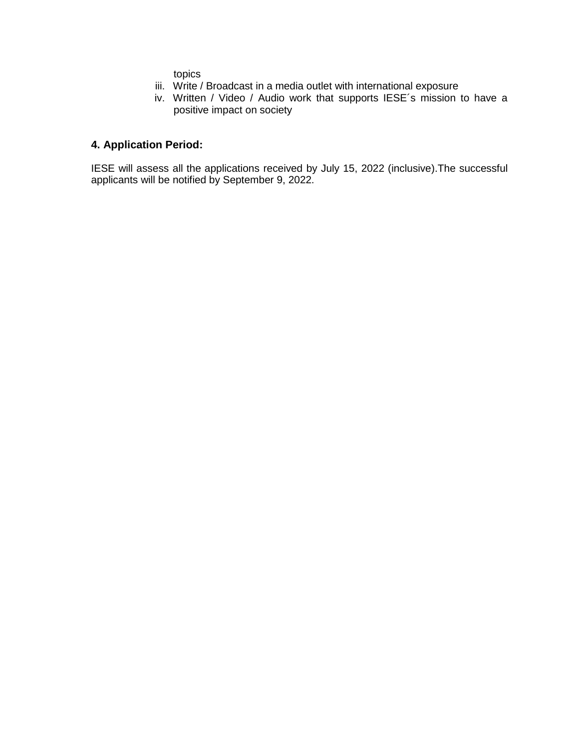topics

iii. Write / Broadcast in a media outlet with international exposure

iv. Written / Video / Audio work that supports IESE´s mission to have a positive impact on society

## 4. Application Period:

IESE will assess all the applications received by July 15, 2022 (inclusive).The successful applicants will be notified by September 9, 2022.